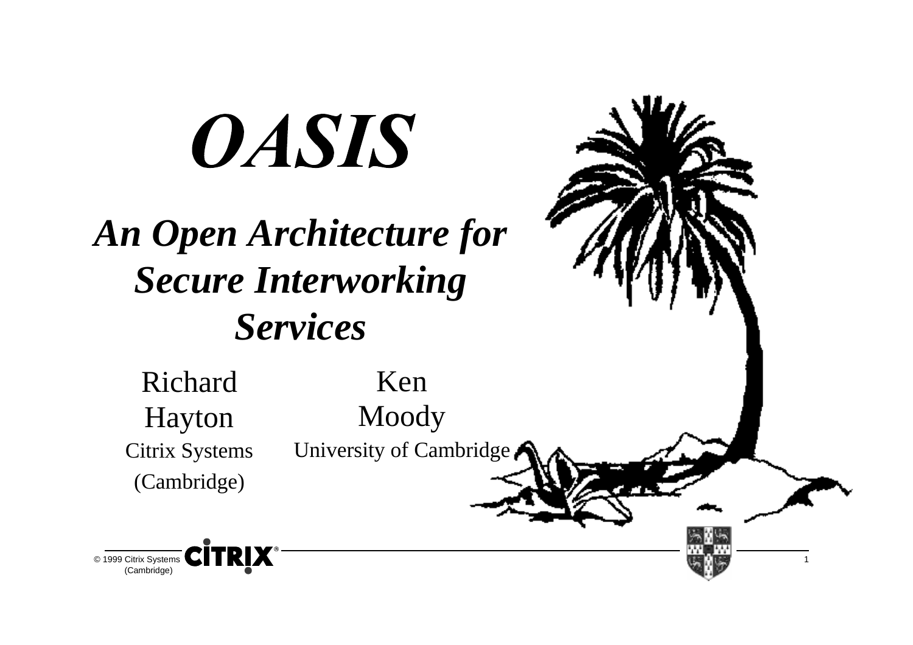# OASIS

## *An Open Architecture for Secure Interworking Services*

Richard Hayton
Citrix Systems (Cambridge)

Ken Moody
University of Cambridge

© 1999 Citrix Systems (Cambridge)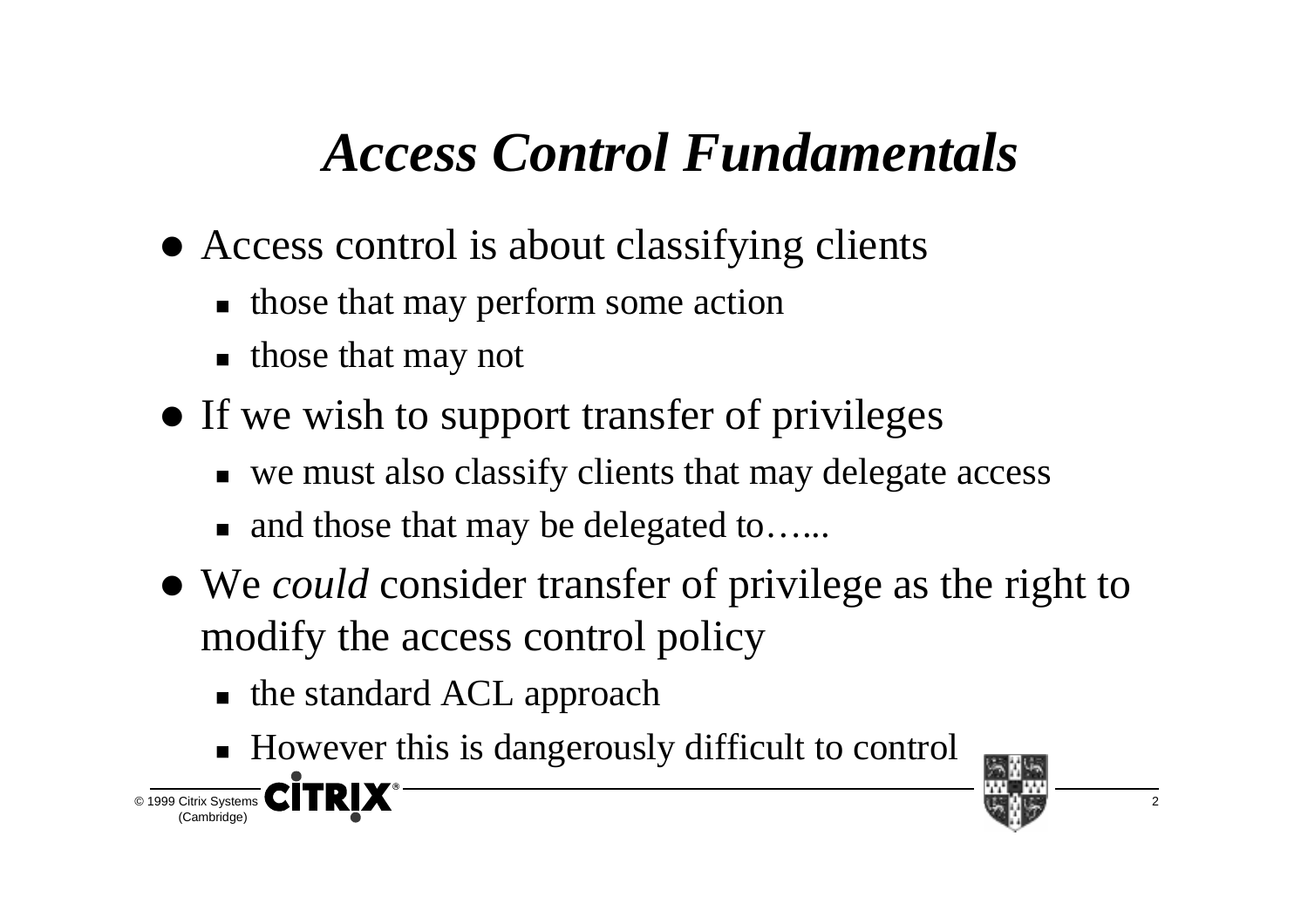# *Access Control Fundamentals*

- Access control is about classifying clients
  - those that may perform some action
  - those that may not
- If we wish to support transfer of privileges
  - we must also classify clients that may delegate access
  - and those that may be delegated to…...
- We *could* consider transfer of privilege as the right to modify the access control policy
  - the standard ACL approach
  - However this is dangerously difficult to control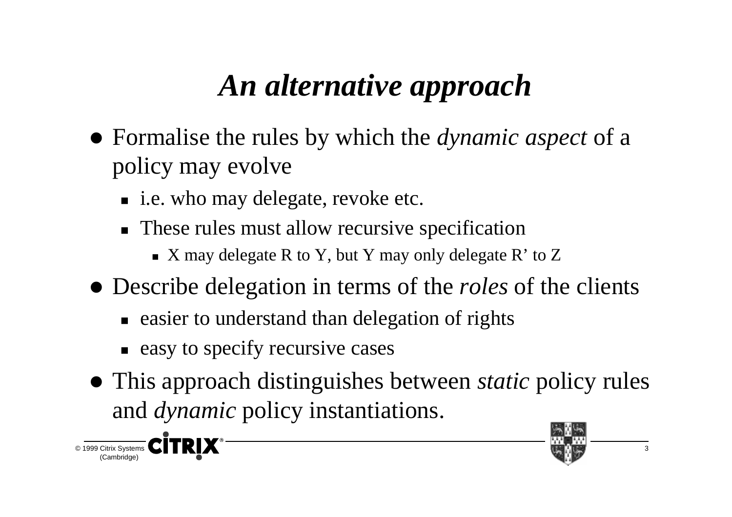# *An alternative approach*

- Formalise the rules by which the *dynamic aspect* of a policy may evolve
  - i.e. who may delegate, revoke etc.
  - These rules must allow recursive specification
    - X may delegate R to Y, but Y may only delegate R' to Z
- Describe delegation in terms of the *roles* of the clients
  - easier to understand than delegation of rights
  - easy to specify recursive cases
- This approach distinguishes between *static* policy rules and *dynamic* policy instantiations.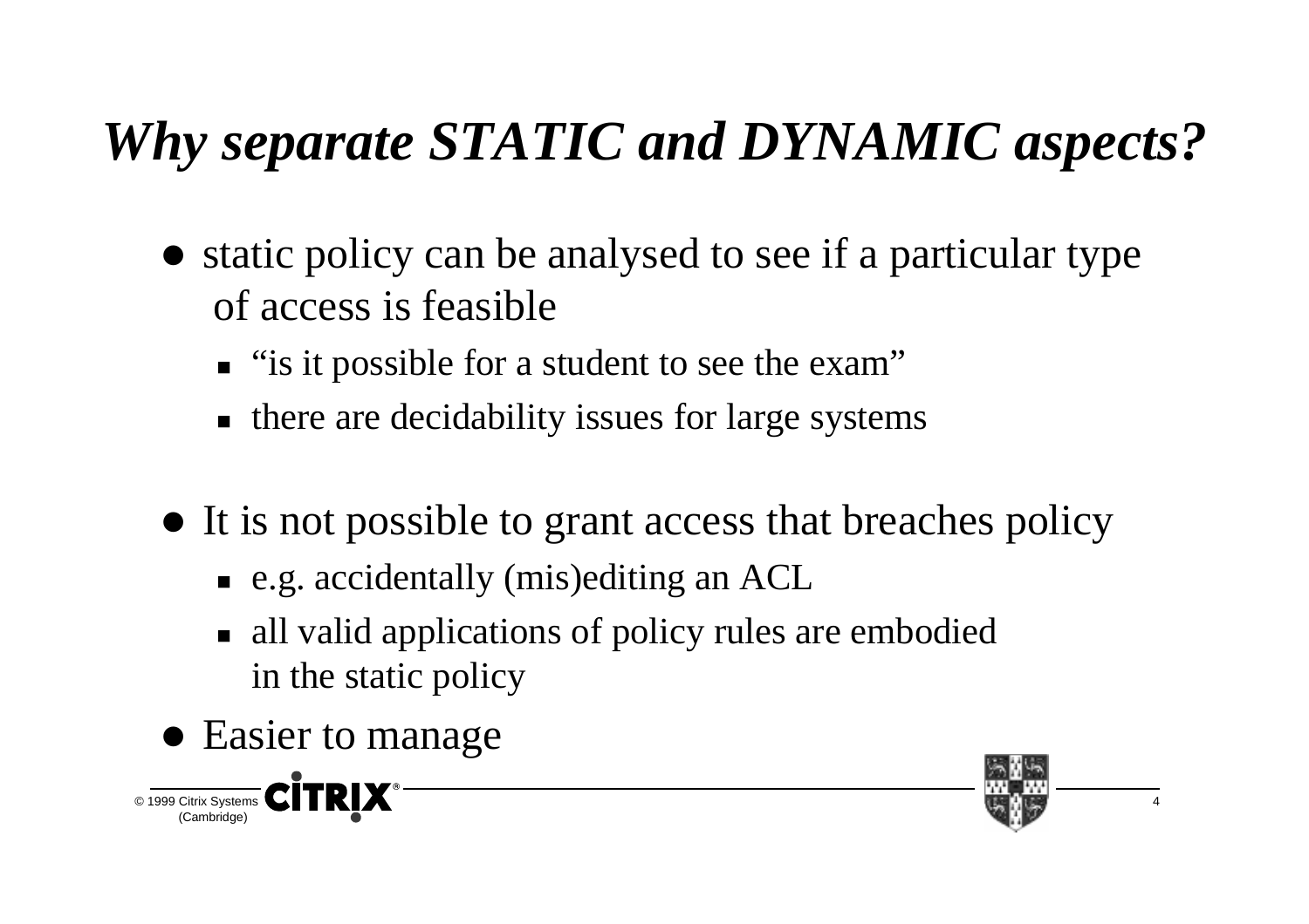# *Why separate STATIC and DYNAMIC aspects?*

- static policy can be analysed to see if a particular type of access is feasible
  - "is it possible for a student to see the exam"
  - there are decidability issues for large systems
- It is not possible to grant access that breaches policy
  - e.g. accidentally (mis)editing an ACL
  - all valid applications of policy rules are embodied in the static policy
- Easier to manage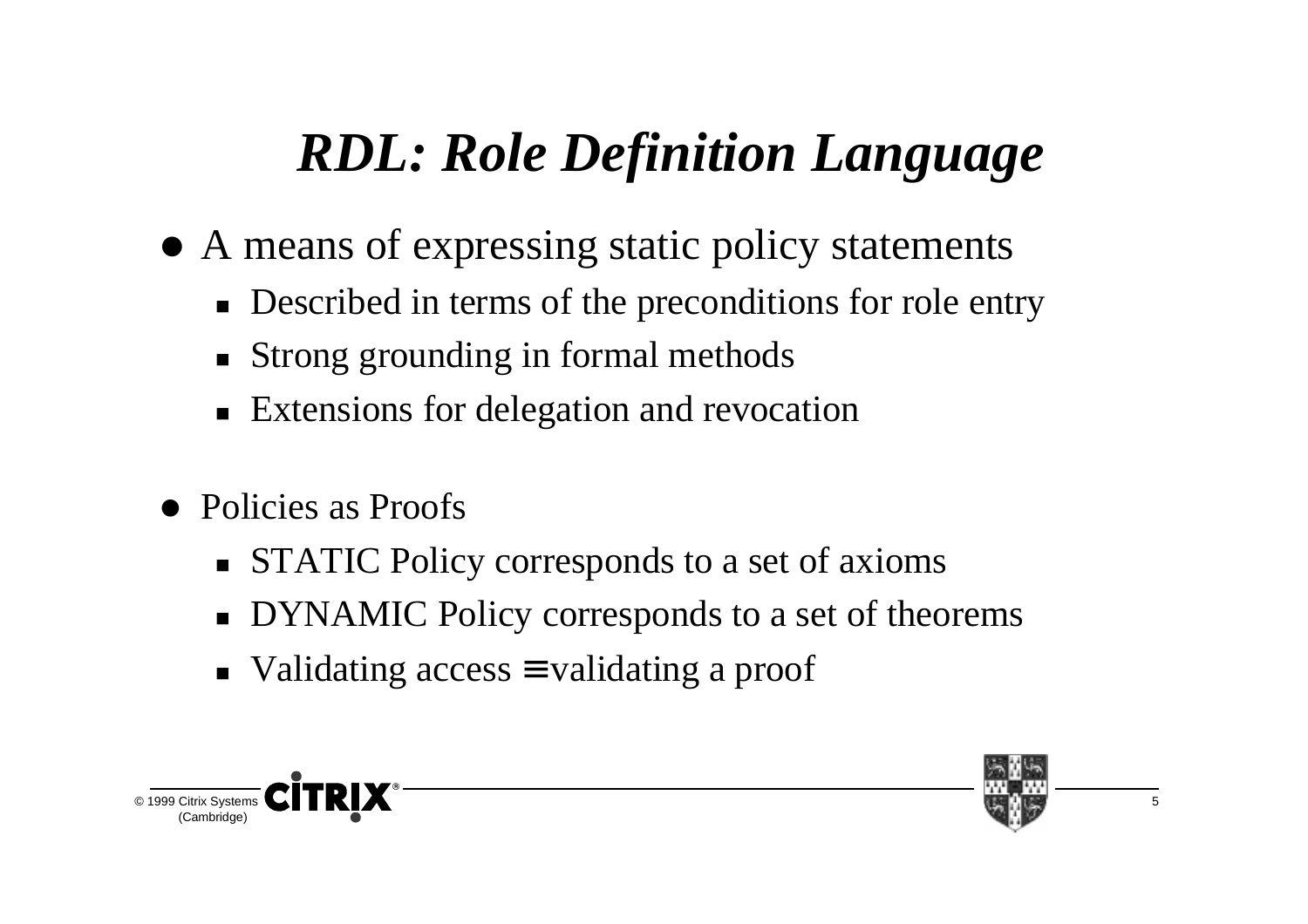# *RDL: Role Definition Language*

- A means of expressing static policy statements
  - Described in terms of the preconditions for role entry
  - Strong grounding in formal methods
  - Extensions for delegation and revocation

- Policies as Proofs
  - STATIC Policy corresponds to a set of axioms
  - DYNAMIC Policy corresponds to a set of theorems
  - Validating access $\equiv$ validating a proof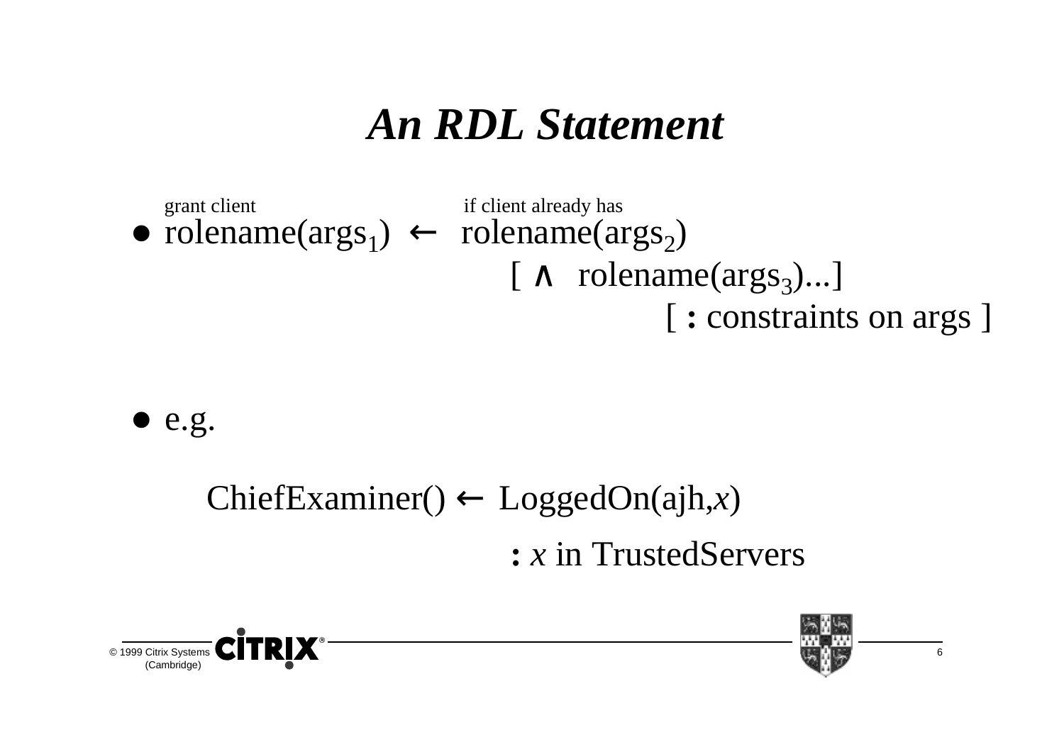# *An RDL Statement*

- grant client rolename($args_1$) ← if client already has rolename($args_2$)
  
  [ ∧ rolename($args_3$)...]
  
  [ : constraints on args ]

- e.g.

  ChiefExaminer() ← LoggedOn(ajh,*x*)
  
  : *x* in TrustedServers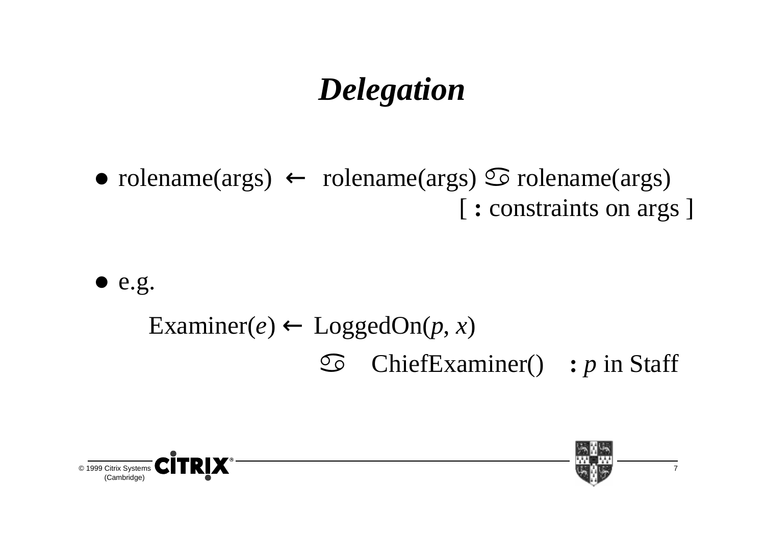# *Delegation*

- rolename(args) ← rolename(args) ♋ rolename(args) [ **:** constraints on args ]

- e.g.

  Examiner($e$) ← LoggedOn($p$, $x$) ♋ ChiefExaminer() **:** $p$ in Staff

© 1999 Citrix Systems (Cambridge)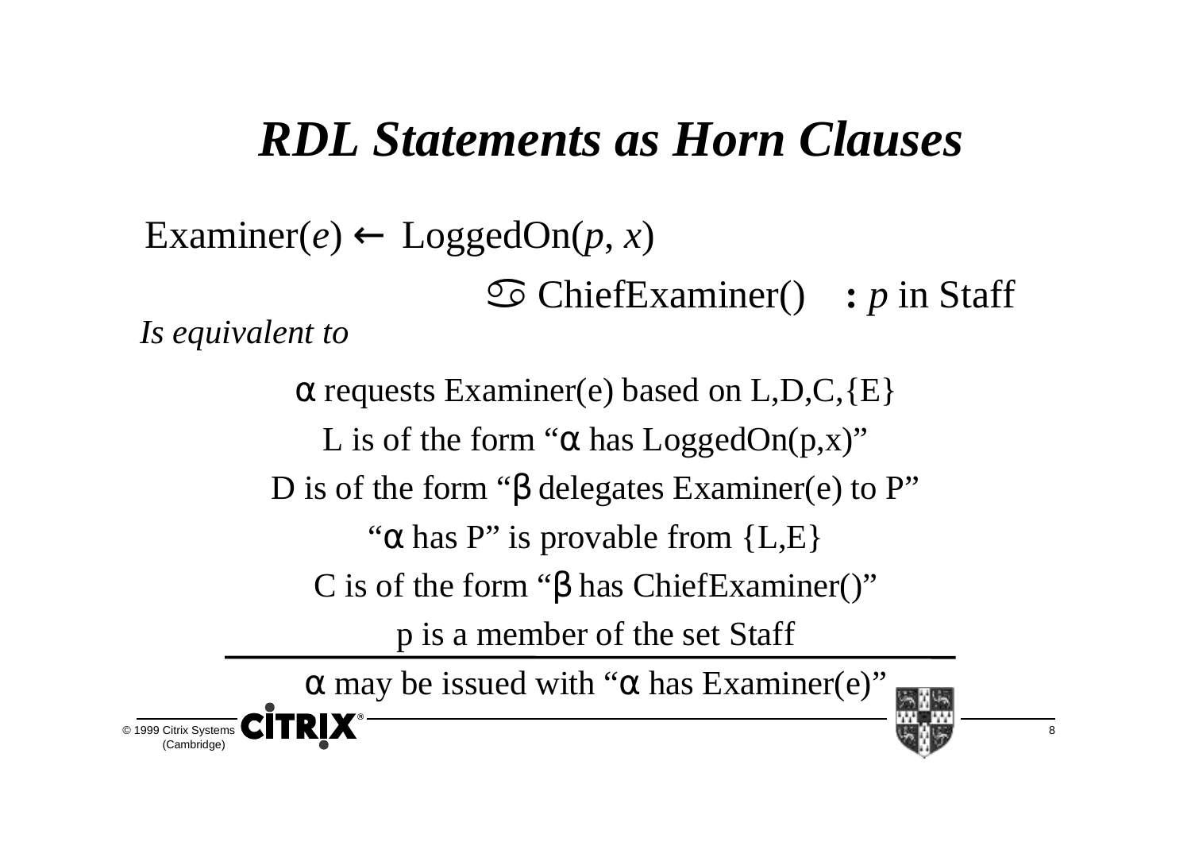# *RDL Statements as Horn Clauses*

Examiner($e$) ← LoggedOn($p$, $x$)

♋ ChiefExaminer() : $p$ in Staff

*Is equivalent to*

α requests Examiner(e) based on L,D,C,{E}

L is of the form "α has LoggedOn(p,x)"

D is of the form "β delegates Examiner(e) to P"

"α has P" is provable from {L,E}

C is of the form "β has ChiefExaminer()"

p is a member of the set Staff

---

α may be issued with "α has Examiner(e)"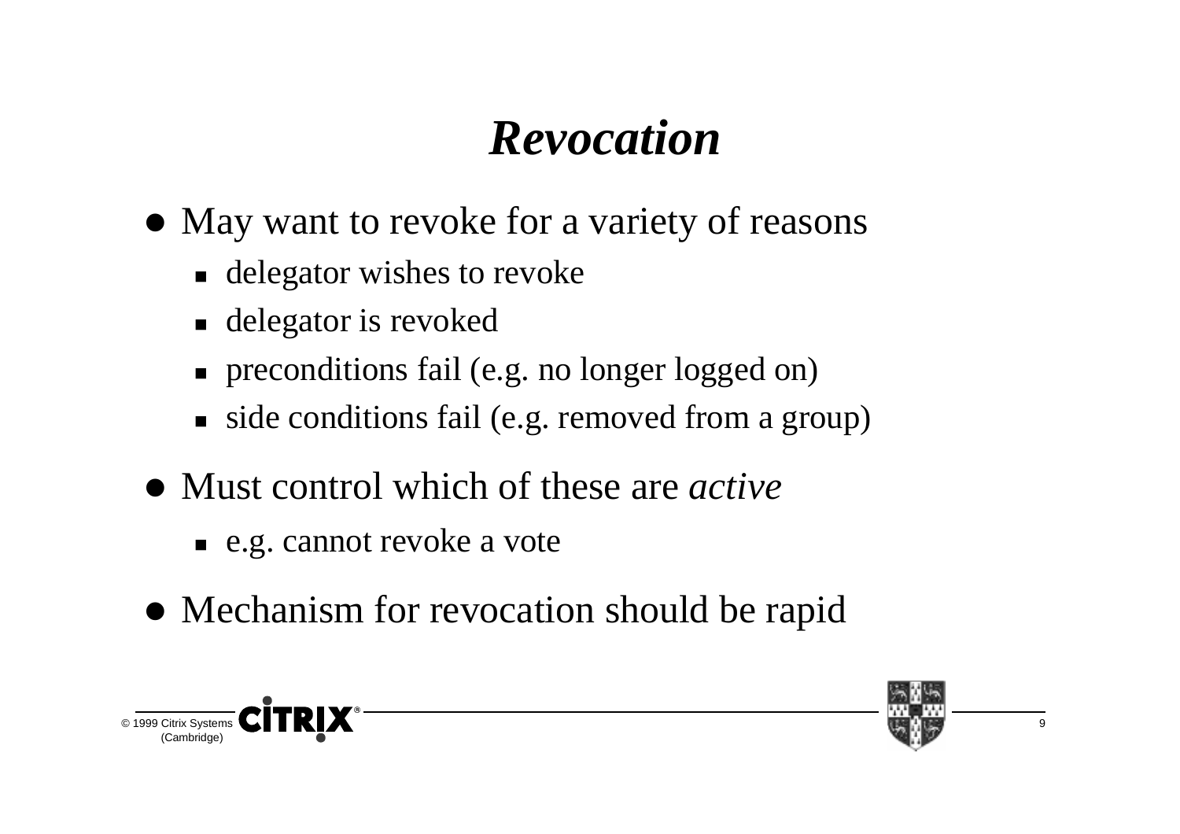# *Revocation*

- May want to revoke for a variety of reasons
  - delegator wishes to revoke
  - delegator is revoked
  - preconditions fail (e.g. no longer logged on)
  - side conditions fail (e.g. removed from a group)
- Must control which of these are *active*
  - e.g. cannot revoke a vote
- Mechanism for revocation should be rapid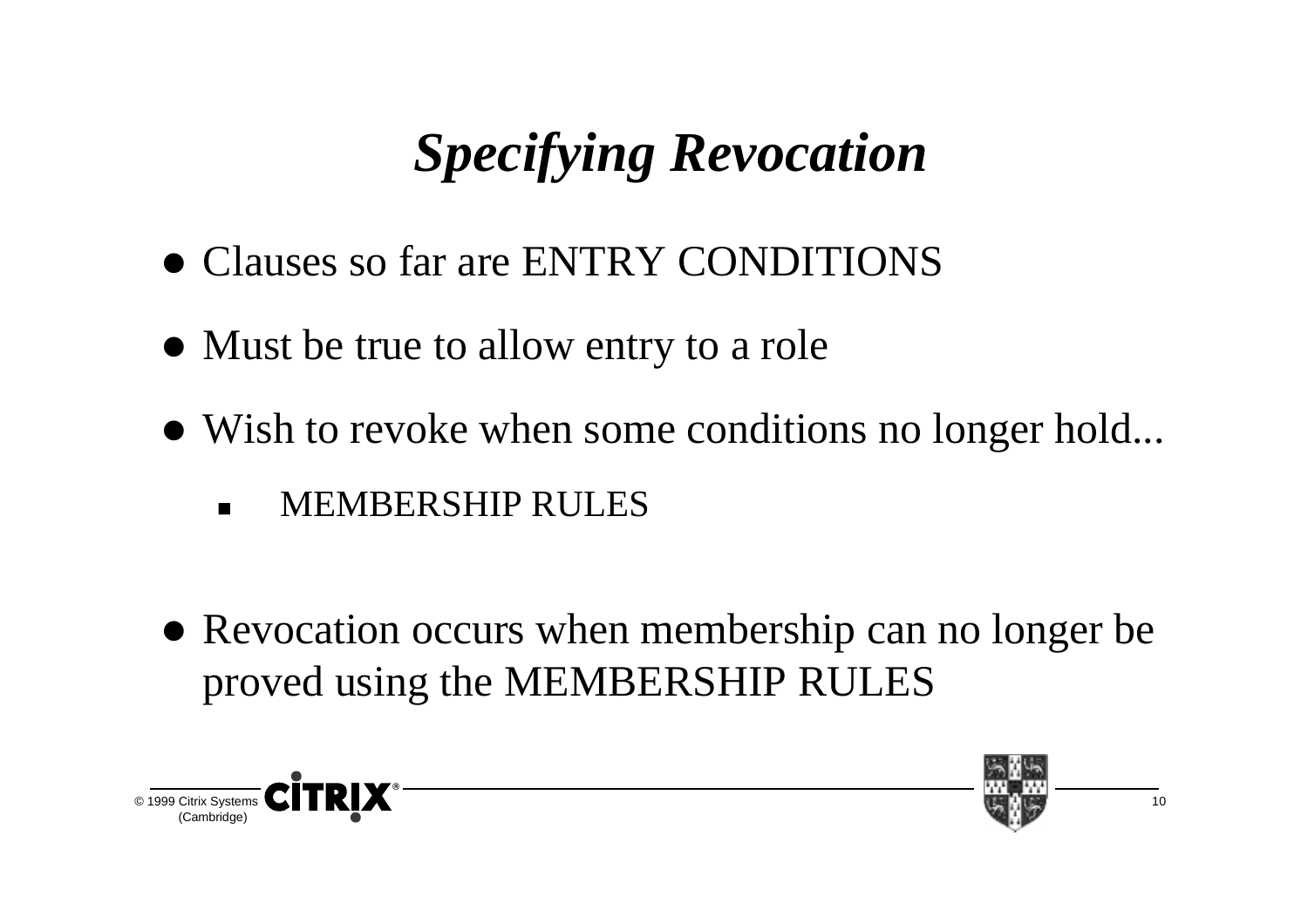# *Specifying Revocation*

- Clauses so far are ENTRY CONDITIONS
- Must be true to allow entry to a role
- Wish to revoke when some conditions no longer hold...
  - MEMBERSHIP RULES
- Revocation occurs when membership can no longer be proved using the MEMBERSHIP RULES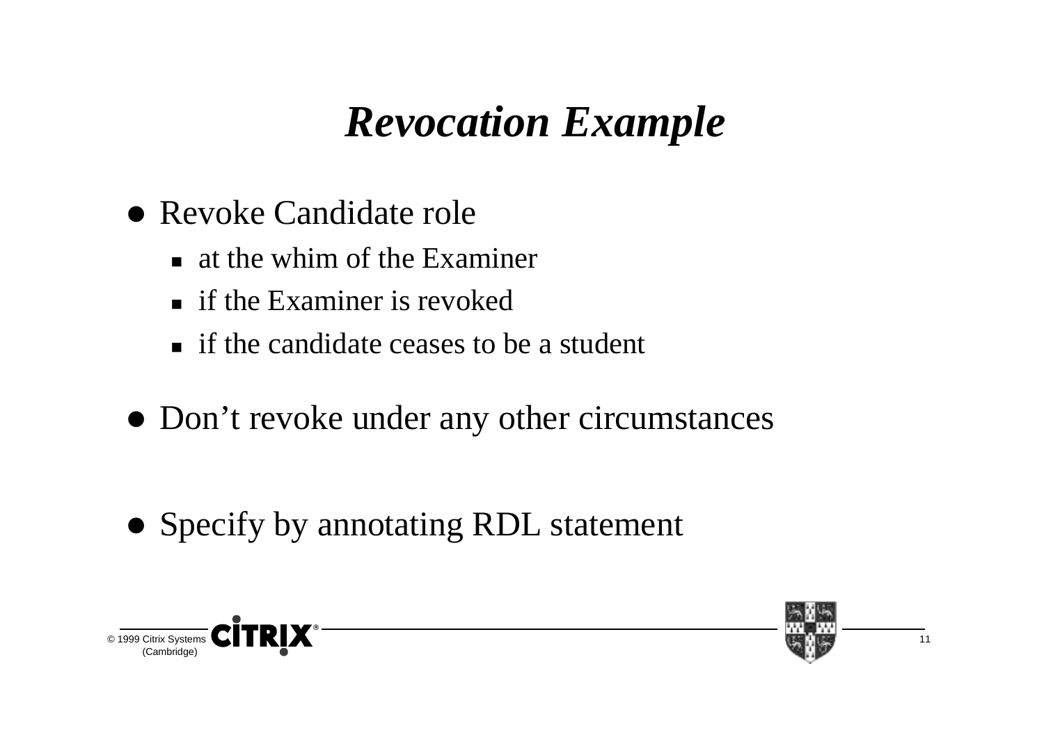# *Revocation Example*

- Revoke Candidate role
  - at the whim of the Examiner
  - if the Examiner is revoked
  - if the candidate ceases to be a student
- Don't revoke under any other circumstances
- Specify by annotating RDL statement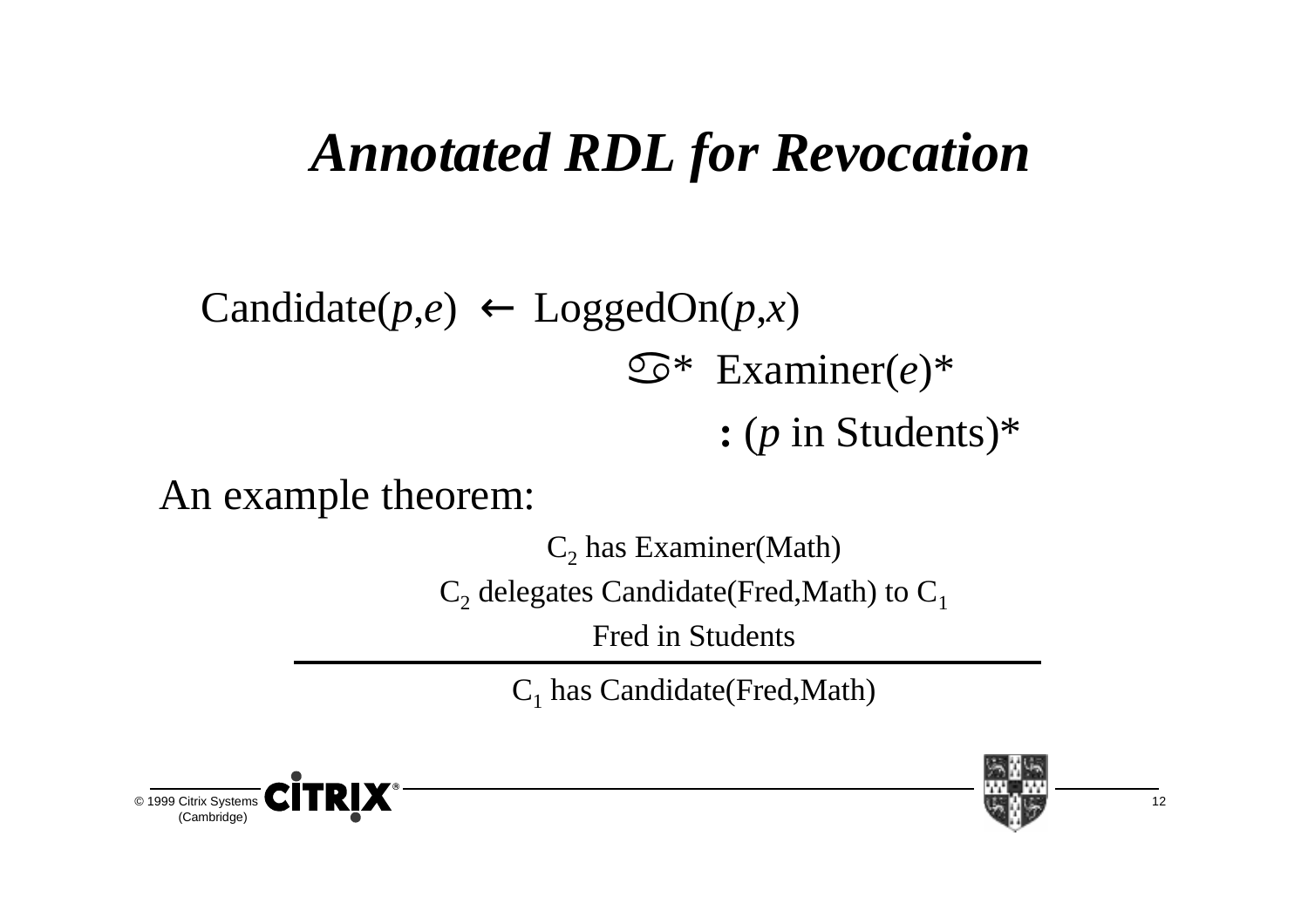# *Annotated RDL for Revocation*

Candidate($p$,$e$) ← LoggedOn($p$,$x$)

♋* Examiner($e$)*

: ($p$ in Students)*

An example theorem:

$C_2$ has Examiner(Math)

$C_2$ delegates Candidate(Fred,Math) to $C_1$

Fred in Students

---

$C_1$ has Candidate(Fred,Math)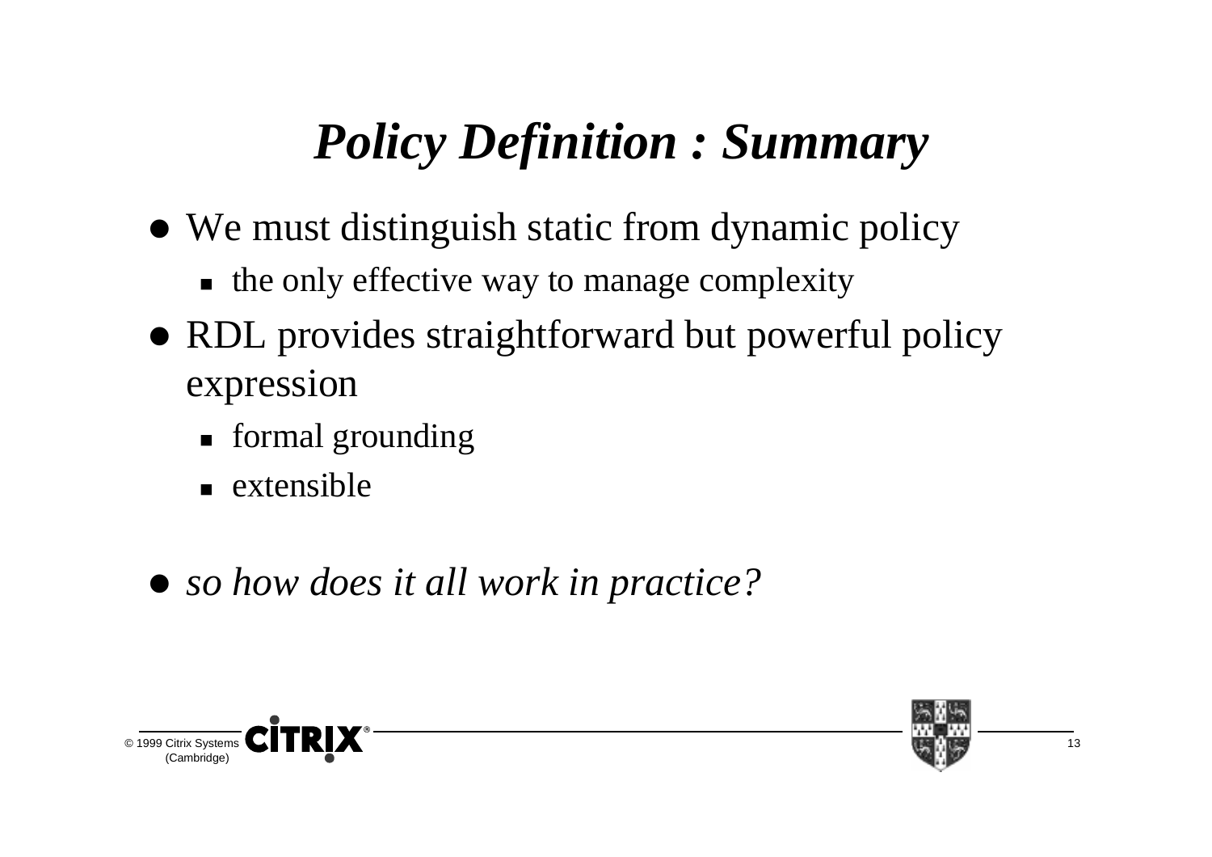# *Policy Definition : Summary*

- We must distinguish static from dynamic policy
  - the only effective way to manage complexity
- RDL provides straightforward but powerful policy expression
  - formal grounding
  - extensible
- *so how does it all work in practice?*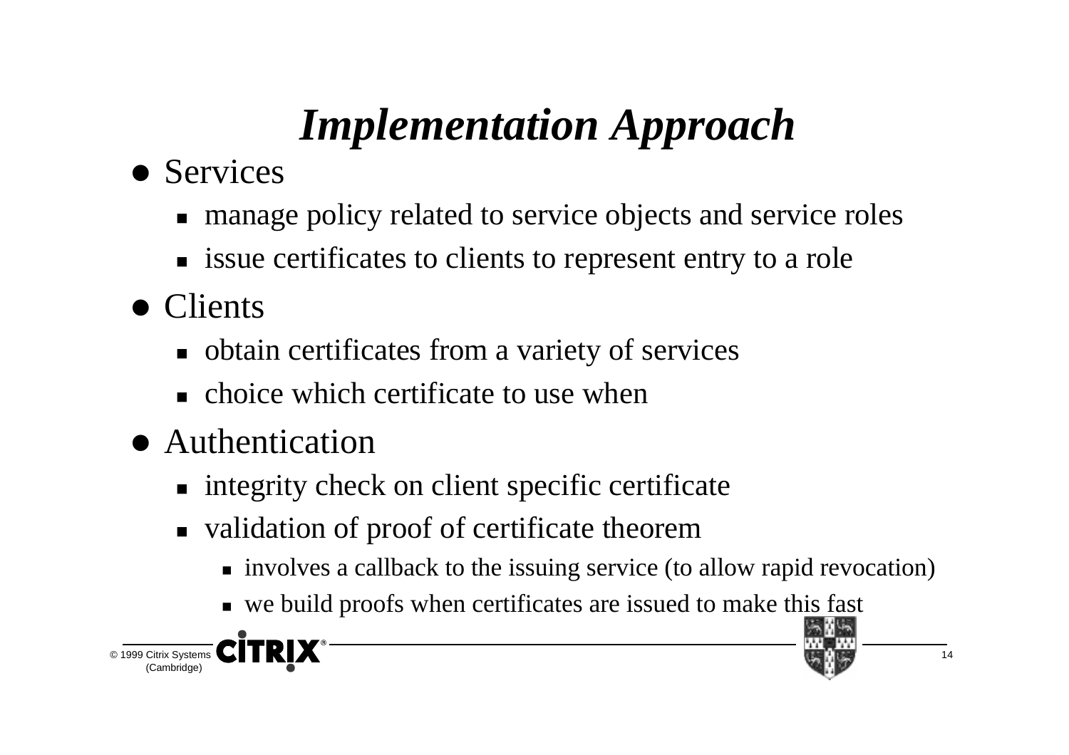# *Implementation Approach*

- Services
  - manage policy related to service objects and service roles
  - issue certificates to clients to represent entry to a role
- Clients
  - obtain certificates from a variety of services
  - choice which certificate to use when
- Authentication
  - integrity check on client specific certificate
  - validation of proof of certificate theorem
    - involves a callback to the issuing service (to allow rapid revocation)
    - we build proofs when certificates are issued to make this fast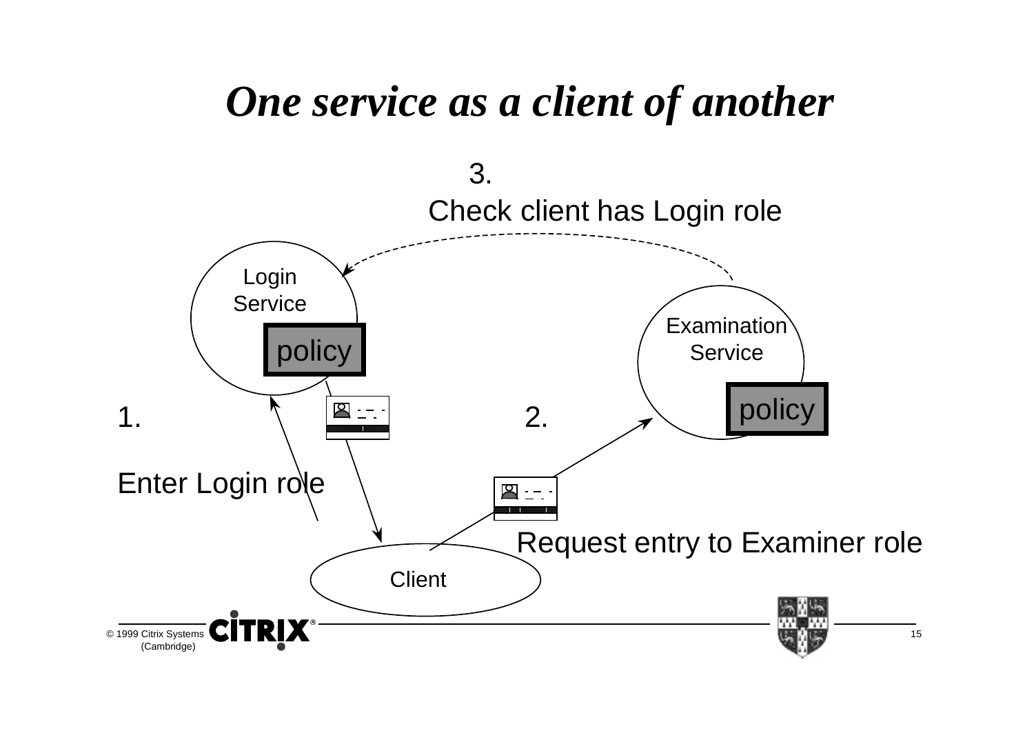# *One service as a client of another*

3.
Check client has Login role

Login Service

policy

Examination Service

policy

1.

Enter Login role

2.

Request entry to Examiner role

Client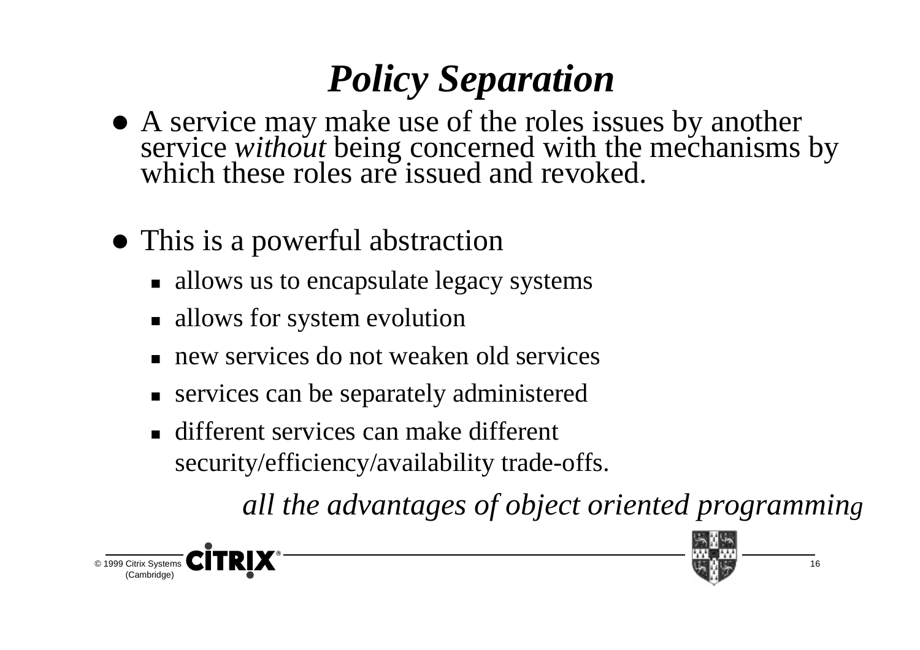# *Policy Separation*

- A service may make use of the roles issues by another service *without* being concerned with the mechanisms by which these roles are issued and revoked.

- This is a powerful abstraction
  - allows us to encapsulate legacy systems
  - allows for system evolution
  - new services do not weaken old services
  - services can be separately administered
  - different services can make different security/efficiency/availability trade-offs.

*all the advantages of object oriented programming*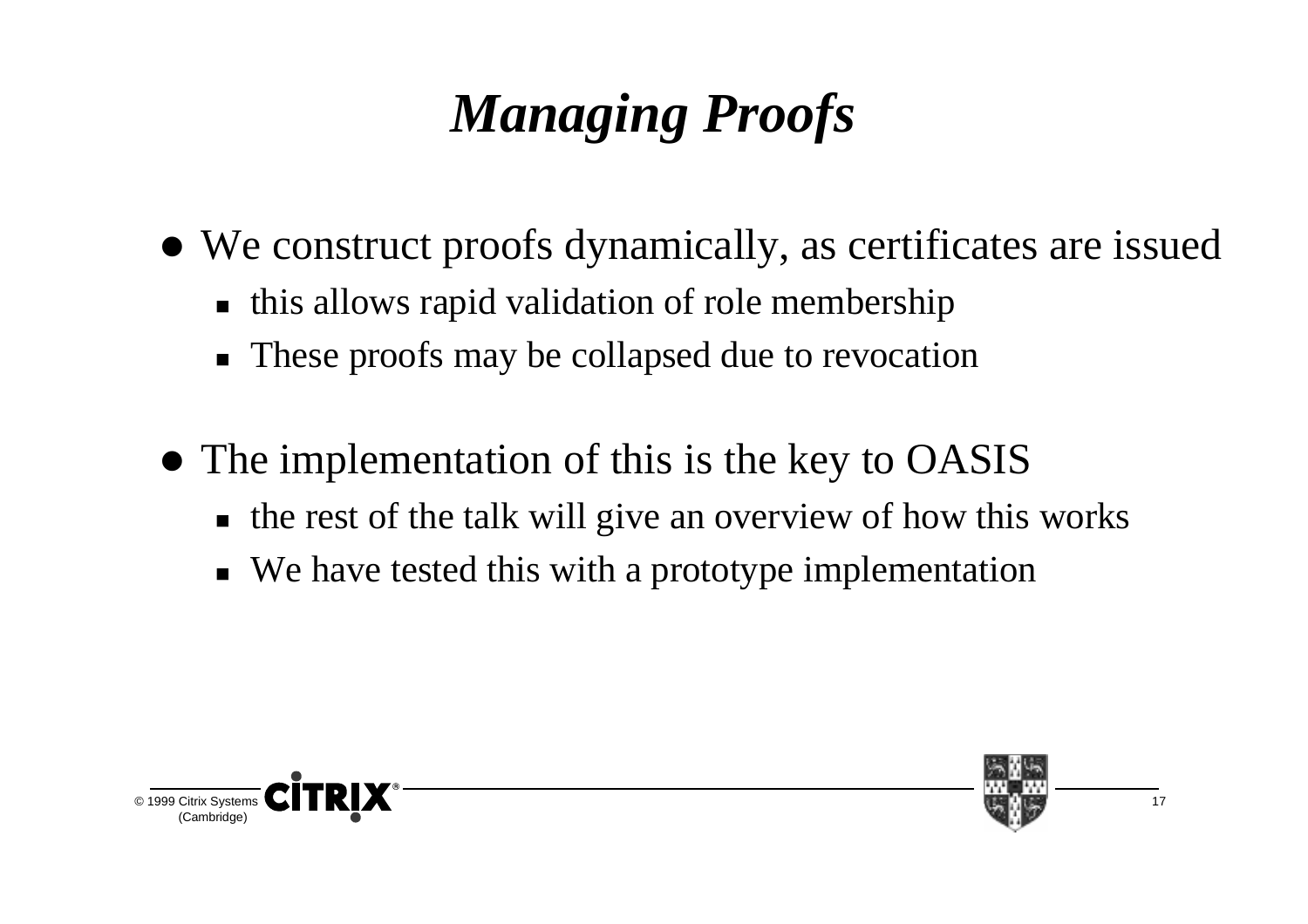# *Managing Proofs*

- We construct proofs dynamically, as certificates are issued
  - this allows rapid validation of role membership
  - These proofs may be collapsed due to revocation

- The implementation of this is the key to OASIS
  - the rest of the talk will give an overview of how this works
  - We have tested this with a prototype implementation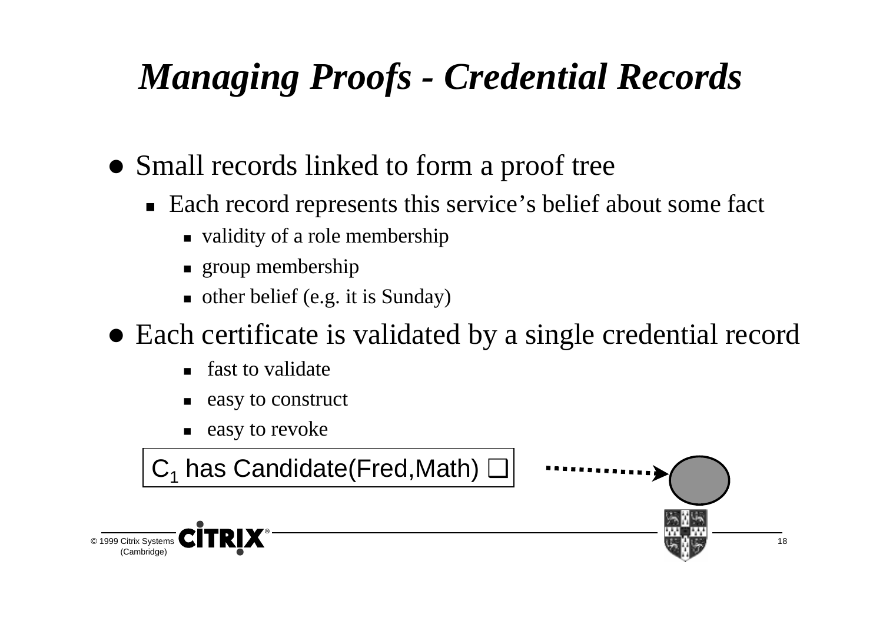# *Managing Proofs - Credential Records*

- Small records linked to form a proof tree
  - Each record represents this service's belief about some fact
    - validity of a role membership
    - group membership
    - other belief (e.g. it is Sunday)
- Each certificate is validated by a single credential record
  - fast to validate
  - easy to construct
  - easy to revoke

$C_1$ has Candidate(Fred,Math) ❑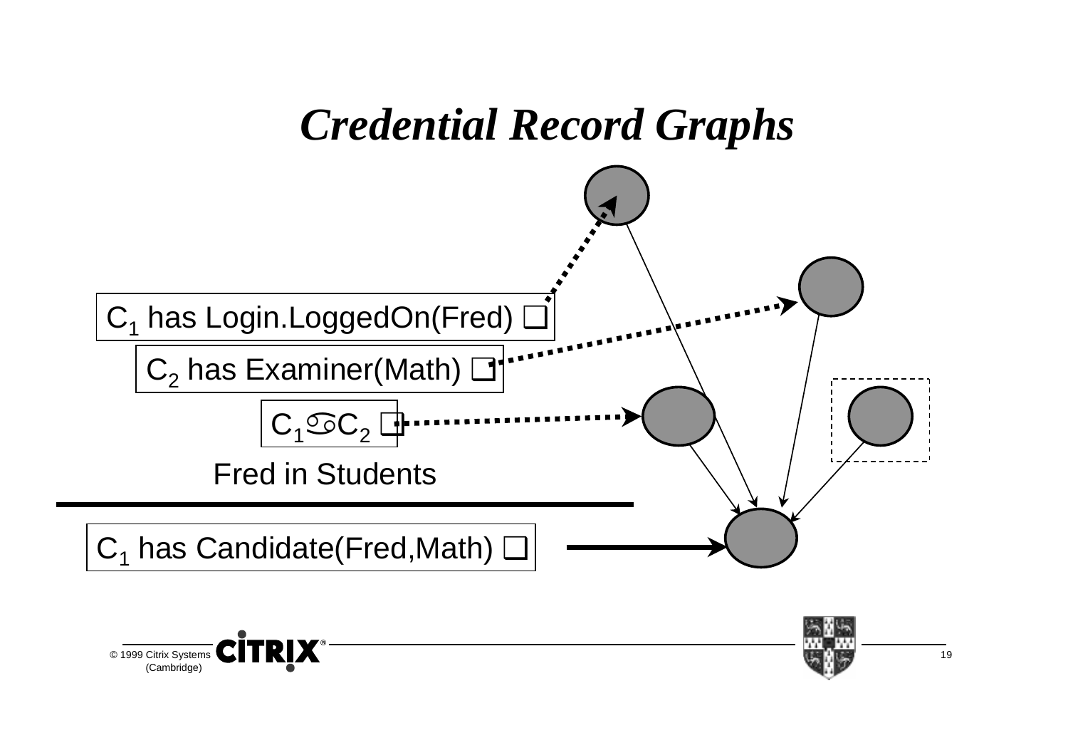# *Credential Record Graphs*

$C_1$ has Login.LoggedOn(Fred) ❑

$C_2$ has Examiner(Math) ❑

$C_1$ ♋ $C_2$ ❑

Fred in Students

---

$C_1$ has Candidate(Fred,Math) ❑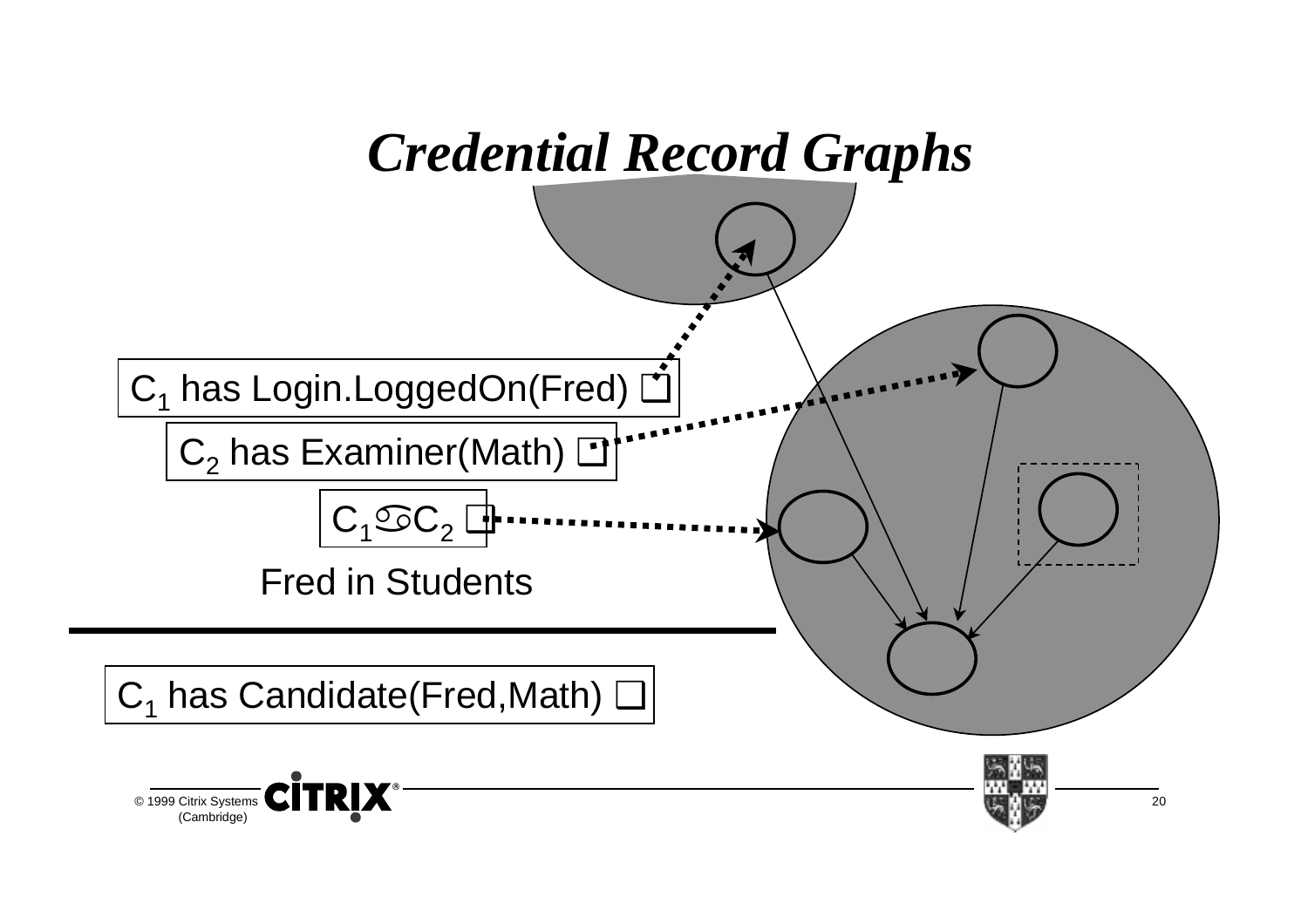# *Credential Record Graphs*

$C_1$ has Login.LoggedOn(Fred) ❑

$C_2$ has Examiner(Math) ❑

$C_1$♋$C_2$ ❑

Fred in Students

---

$C_1$ has Candidate(Fred,Math) ❑

© 1999 Citrix Systems (Cambridge)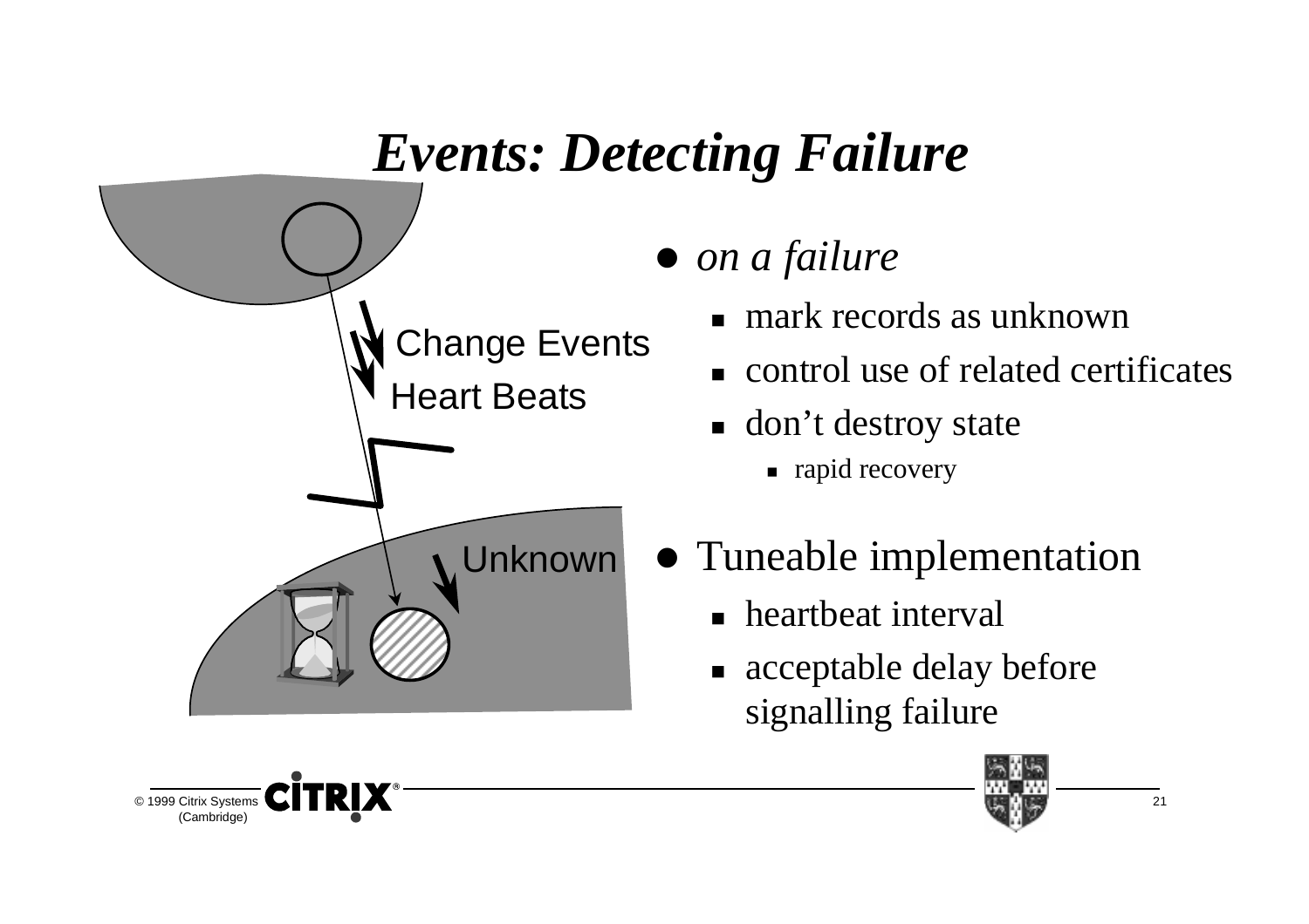# *Events: Detecting Failure*

Change Events

Heart Beats

Unknown

- *on a failure*
  - mark records as unknown
  - control use of related certificates
  - don't destroy state
    - rapid recovery
- Tuneable implementation
  - heartbeat interval
  - acceptable delay before signalling failure

© 1999 Citrix Systems (Cambridge)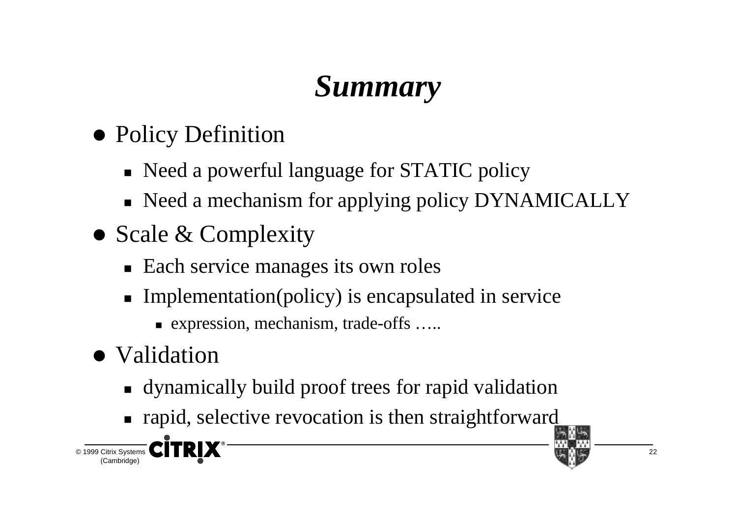# *Summary*

- Policy Definition
  - Need a powerful language for STATIC policy
  - Need a mechanism for applying policy DYNAMICALLY
- Scale & Complexity
  - Each service manages its own roles
  - Implementation(policy) is encapsulated in service
    - expression, mechanism, trade-offs …..
- Validation
  - dynamically build proof trees for rapid validation
  - rapid, selective revocation is then straightforward